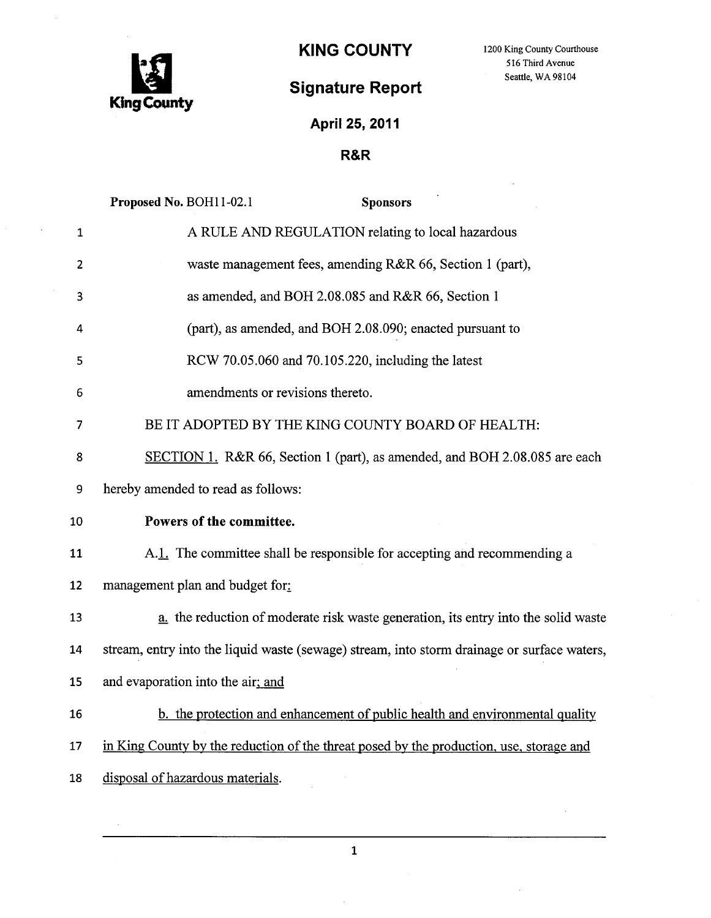**KING COUNTY**

1200 King County Courthouse
516 Third Avenue
Seattle, WA 98104

King County

**Signature Report**

**April 25, 2011**

**R&R**

**Proposed No.** BOH11-02.1 **Sponsors**

1 A RULE AND REGULATION relating to local hazardous
2 waste management fees, amending R&R 66, Section 1 (part),
3 as amended, and BOH 2.08.085 and R&R 66, Section 1
4 (part), as amended, and BOH 2.08.090; enacted pursuant to
5 RCW 70.05.060 and 70.105.220, including the latest
6 amendments or revisions thereto.

7 BE IT ADOPTED BY THE KING COUNTY BOARD OF HEALTH:

8 <u>SECTION 1.</u> R&R 66, Section 1 (part), as amended, and BOH 2.08.085 are each
9 hereby amended to read as follows:

10 **Powers of the committee.**

11 A.<u>1.</u> The committee shall be responsible for accepting and recommending a
12 management plan and budget for<u>:</u>

13 <u>a.</u> the reduction of moderate risk waste generation, its entry into the solid waste
14 stream, entry into the liquid waste (sewage) stream, into storm drainage or surface waters,
15 and evaporation into the air<u>; and</u>

16 <u>b. the protection and enhancement of public health and environmental quality</u>
17 <u>in King County by the reduction of the threat posed by the production, use, storage and</u>
18 <u>disposal of hazardous materials</u>.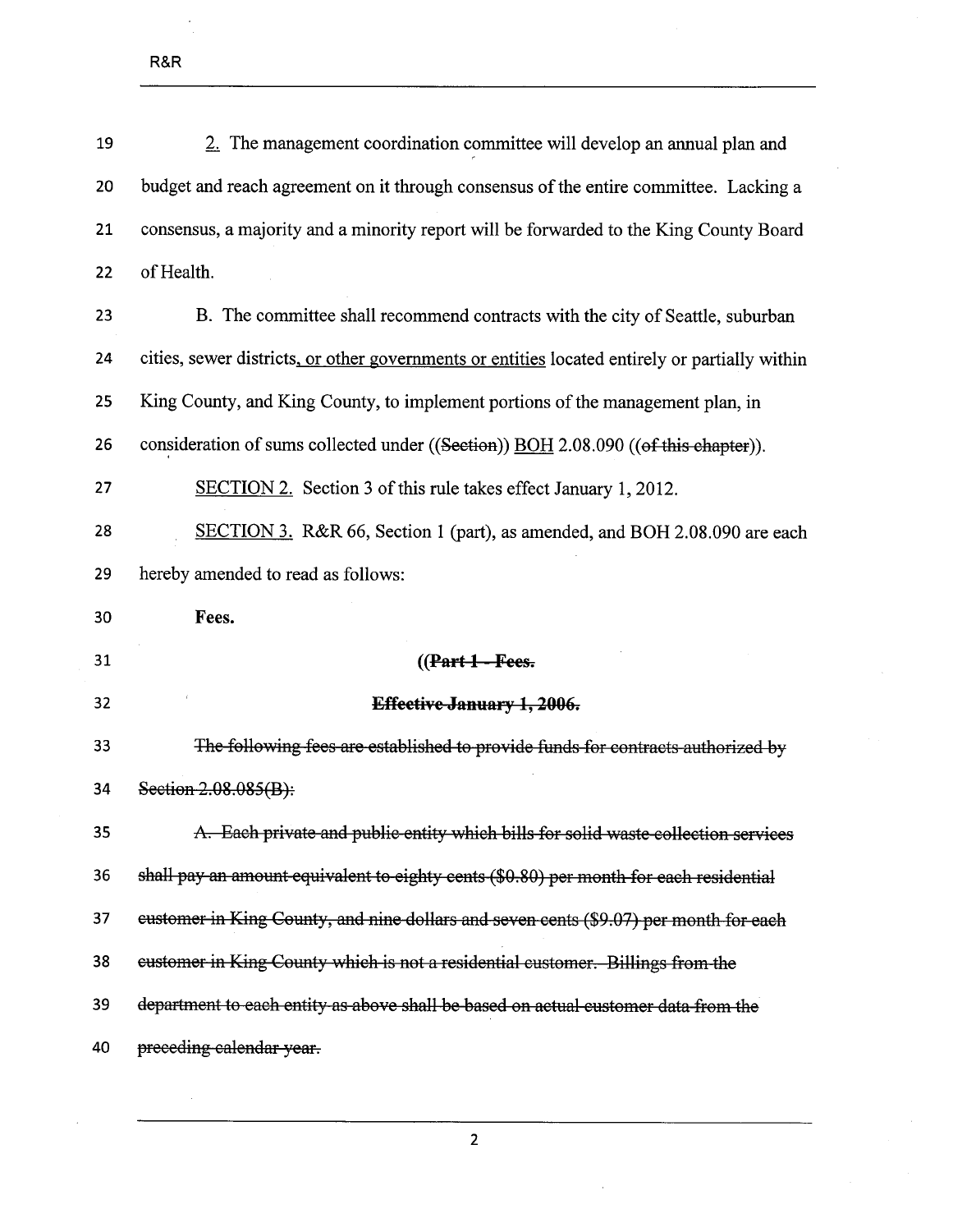2. The management coordination committee will develop an annual plan and budget and reach agreement on it through consensus of the entire committee. Lacking a consensus, a majority and a minority report will be forwarded to the King County Board of Health.

B. The committee shall recommend contracts with the city of Seattle, suburban cities, sewer districts, or other governments or entities located entirely or partially within King County, and King County, to implement portions of the management plan, in consideration of sums collected under ((~~Section~~)) BOH 2.08.090 ((~~of this chapter~~)).

SECTION 2. Section 3 of this rule takes effect January 1, 2012.

SECTION 3. R&R 66, Section 1 (part), as amended, and BOH 2.08.090 are each hereby amended to read as follows:

**Fees.**

**((~~Part 1 - Fees.~~**

**~~Effective January 1, 2006.~~**

~~The following fees are established to provide funds for contracts authorized by Section 2.08.085(B):~~

~~A. Each private and public entity which bills for solid waste collection services shall pay an amount equivalent to eighty cents ($0.80) per month for each residential customer in King County, and nine dollars and seven cents ($9.07) per month for each customer in King County which is not a residential customer. Billings from the department to each entity as above shall be based on actual customer data from the preceding calendar year.~~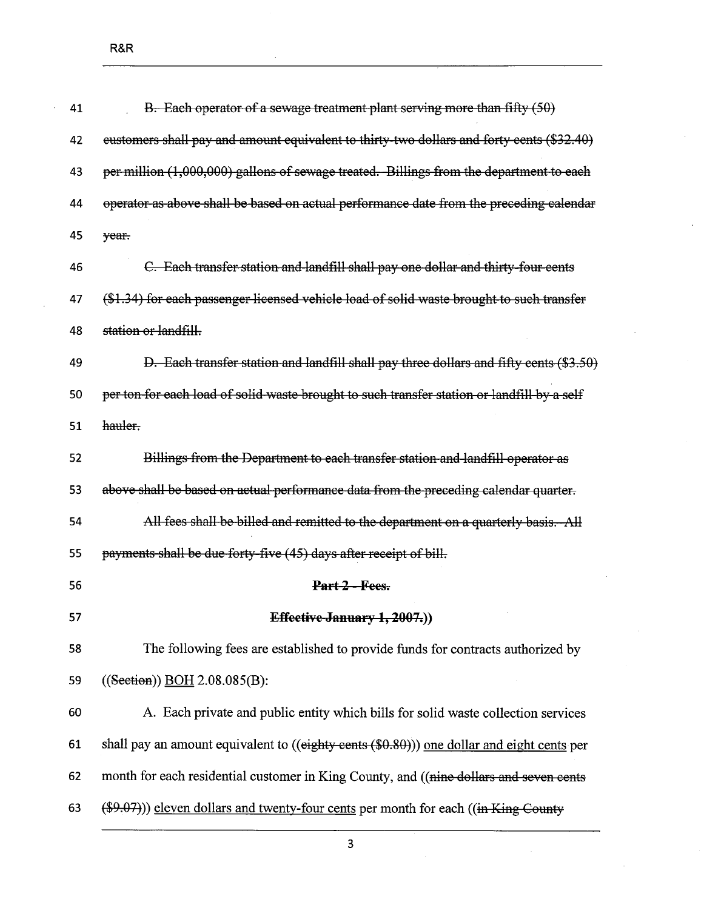~~B. Each operator of a sewage treatment plant serving more than fifty (50) customers shall pay and amount equivalent to thirty-two dollars and forty cents ($32.40) per million (1,000,000) gallons of sewage treated. Billings from the department to each operator as above shall be based on actual performance date from the preceding calendar year.~~

~~C. Each transfer station and landfill shall pay one dollar and thirty-four cents ($1.34) for each passenger licensed vehicle load of solid waste brought to such transfer station or landfill.~~

~~D. Each transfer station and landfill shall pay three dollars and fifty cents ($3.50) per ton for each load of solid waste brought to such transfer station or landfill by a self hauler.~~

~~Billings from the Department to each transfer station and landfill operator as above shall be based on actual performance data from the preceding calendar quarter.~~

~~All fees shall be billed and remitted to the department on a quarterly basis. All payments shall be due forty-five (45) days after receipt of bill.~~

**~~Part 2 – Fees.~~**

**~~Effective January 1, 2007.~~))**

The following fees are established to provide funds for contracts authorized by ((~~Section~~)) <u>BOH</u> 2.08.085(B):

A. Each private and public entity which bills for solid waste collection services shall pay an amount equivalent to ((~~eighty cents ($0.80)~~)) <u>one dollar and eight cents</u> per month for each residential customer in King County, and ((~~nine dollars and seven cents ($9.07)~~)) <u>eleven dollars and twenty-four cents</u> per month for each ((~~in King County~~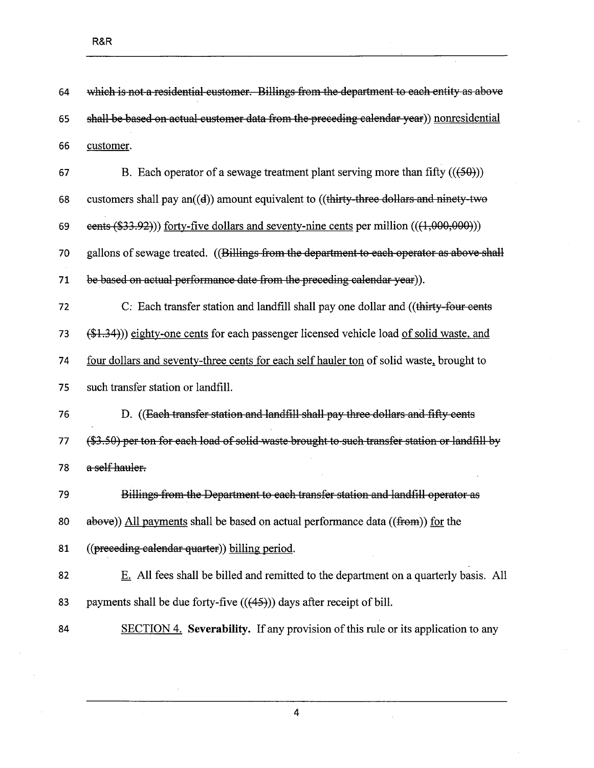which is not a residential customer. Billings from the department to each entity as above shall be based on actual customer data from the preceding calendar year)) nonresidential customer.

B. Each operator of a sewage treatment plant serving more than fifty (((50))) customers shall pay an((d)) amount equivalent to ((thirty-three dollars and ninety-two cents ($33.92))) forty-five dollars and seventy-nine cents per million (((1,000,000))) gallons of sewage treated. ((Billings from the department to each operator as above shall be based on actual performance date from the preceding calendar year)).

C. Each transfer station and landfill shall pay one dollar and ((thirty-four cents ($1.34))) eighty-one cents for each passenger licensed vehicle load of solid waste, and four dollars and seventy-three cents for each self hauler ton of solid waste, brought to such transfer station or landfill.

D. ((Each transfer station and landfill shall pay three dollars and fifty cents ($3.50) per ton for each load of solid waste brought to such transfer station or landfill by a self hauler.

Billings from the Department to each transfer station and landfill operator as above)) All payments shall be based on actual performance data ((from)) for the ((preceding calendar quarter)) billing period.

E. All fees shall be billed and remitted to the department on a quarterly basis. All payments shall be due forty-five (((45))) days after receipt of bill.

SECTION 4. **Severability.** If any provision of this rule or its application to any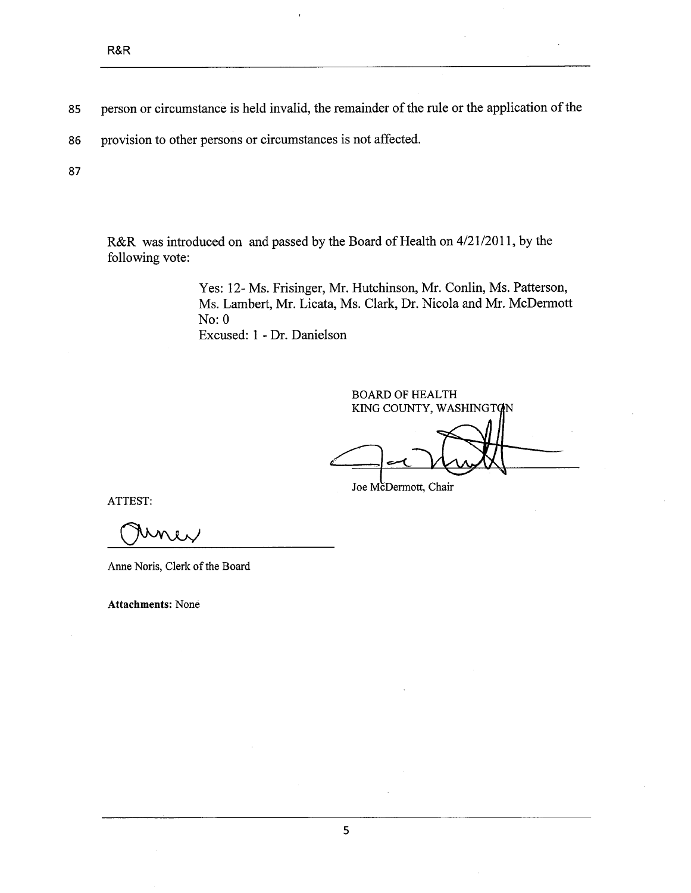85 person or circumstance is held invalid, the remainder of the rule or the application of the

86 provision to other persons or circumstances is not affected.

87

R&R was introduced on and passed by the Board of Health on 4/21/2011, by the following vote:

Yes: 12- Ms. Frisinger, Mr. Hutchinson, Mr. Conlin, Ms. Patterson, Ms. Lambert, Mr. Licata, Ms. Clark, Dr. Nicola and Mr. McDermott
No: 0
Excused: 1 - Dr. Danielson

BOARD OF HEALTH
KING COUNTY, WASHINGTON

Joe McDermott, Chair

ATTEST:

Anne Noris, Clerk of the Board

**Attachments:** None